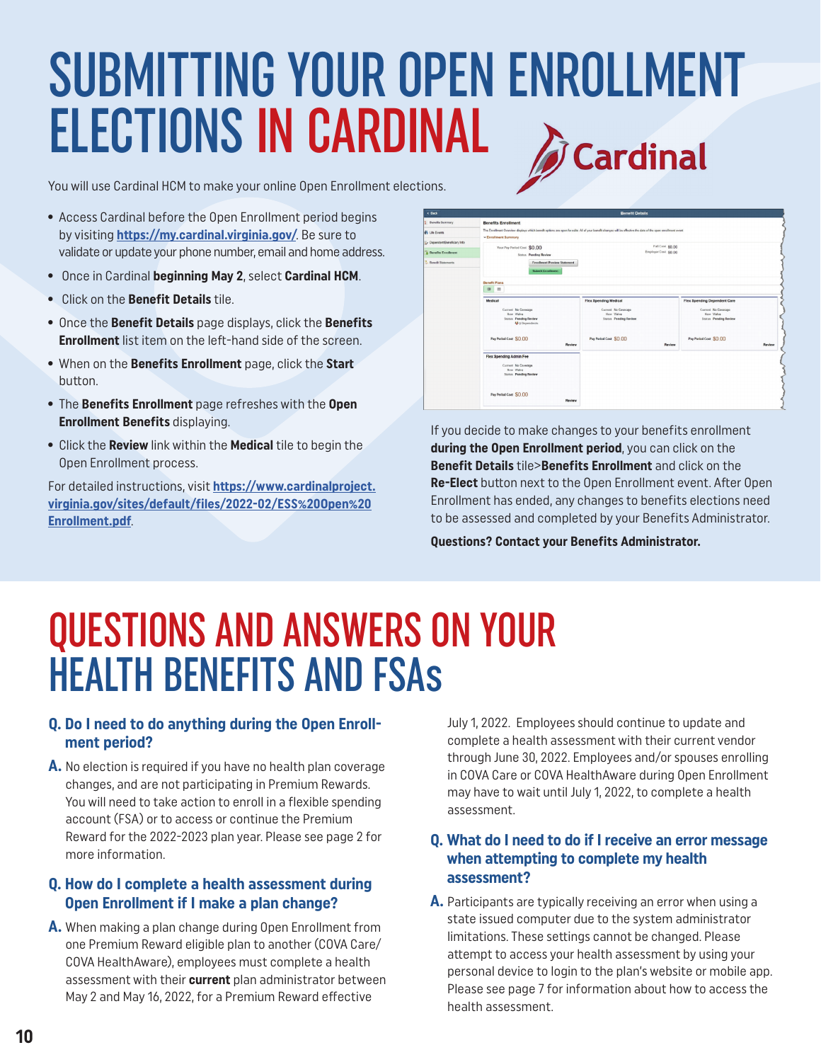# SUBMITTING YOUR OPEN ENROLLMENT ELECTIONS IN CARDINAL

You will use Cardinal HCM to make your online Open Enrollment elections.

- Access Cardinal before the Open Enrollment period begins by visiting **https://my.cardinal.virginia.gov/**. Be sure to validate or update your phone number, email and home address.
- Once in Cardinal **beginning May 2**, select **Cardinal HCM**.
- Click on the **Benefit Details** tile.
- Once the **Benefit Details** page displays, click the **Benefits Enrollment** list item on the left-hand side of the screen.
- When on the **Benefits Enrollment** page, click the **Start** button.
- The **Benefits Enrollment** page refreshes with the **Open Enrollment Benefits** displaying.
- Click the **Review** link within the **Medical** tile to begin the Open Enrollment process.

For detailed instructions, visit **https://www.cardinalproject.virginia.gov/sites/default/files/2022-02/ESS%20Open%20Enrollment.pdf**.

If you decide to make changes to your benefits enrollment **during the Open Enrollment period**, you can click on the **Benefit Details** tile>**Benefits Enrollment** and click on the **Re-Elect** button next to the Open Enrollment event. After Open Enrollment has ended, any changes to benefits elections need to be assessed and completed by your Benefits Administrator.

**Questions? Contact your Benefits Administrator.**

# QUESTIONS AND ANSWERS ON YOUR HEALTH BENEFITS AND FSAs

### Q. Do I need to do anything during the Open Enrollment period?

**A.** No election is required if you have no health plan coverage changes, and are not participating in Premium Rewards. You will need to take action to enroll in a flexible spending account (FSA) or to access or continue the Premium Reward for the 2022-2023 plan year. Please see page 2 for more information.

### Q. How do I complete a health assessment during Open Enrollment if I make a plan change?

**A.** When making a plan change during Open Enrollment from one Premium Reward eligible plan to another (COVA Care/ COVA HealthAware), employees must complete a health assessment with their **current** plan administrator between May 2 and May 16, 2022, for a Premium Reward effective July 1, 2022. Employees should continue to update and complete a health assessment with their current vendor through June 30, 2022. Employees and/or spouses enrolling in COVA Care or COVA HealthAware during Open Enrollment may have to wait until July 1, 2022, to complete a health assessment.

### Q. What do I need to do if I receive an error message when attempting to complete my health assessment?

**A.** Participants are typically receiving an error when using a state issued computer due to the system administrator limitations. These settings cannot be changed. Please attempt to access your health assessment by using your personal device to login to the plan's website or mobile app. Please see page 7 for information about how to access the health assessment.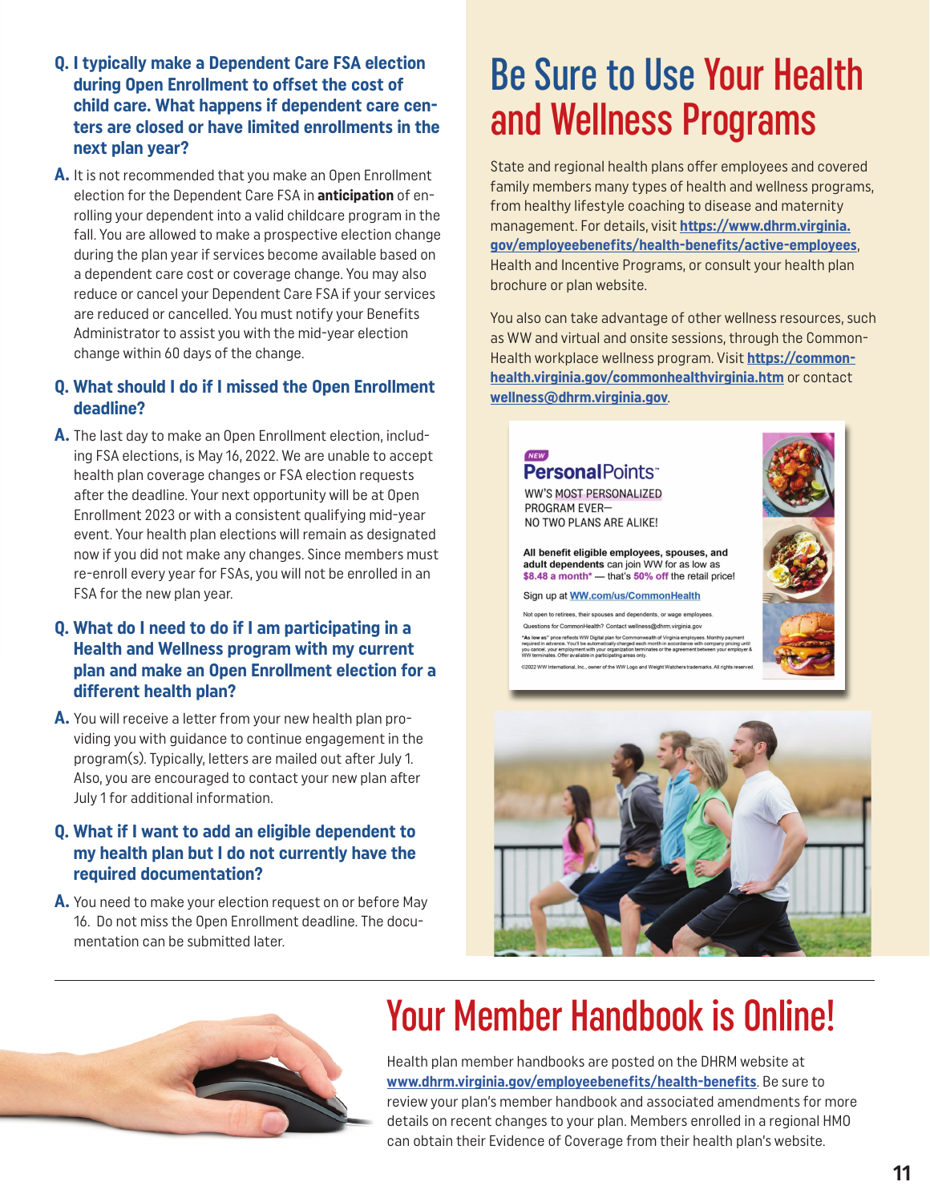**Q. I typically make a Dependent Care FSA election during Open Enrollment to offset the cost of child care. What happens if dependent care centers are closed or have limited enrollments in the next plan year?**

**A.** It is not recommended that you make an Open Enrollment election for the Dependent Care FSA in **anticipation** of enrolling your dependent into a valid childcare program in the fall. You are allowed to make a prospective election change during the plan year if services become available based on a dependent care cost or coverage change. You may also reduce or cancel your Dependent Care FSA if your services are reduced or cancelled. You must notify your Benefits Administrator to assist you with the mid-year election change within 60 days of the change.

**Q. What should I do if I missed the Open Enrollment deadline?**

**A.** The last day to make an Open Enrollment election, including FSA elections, is May 16, 2022. We are unable to accept health plan coverage changes or FSA election requests after the deadline. Your next opportunity will be at Open Enrollment 2023 or with a consistent qualifying mid-year event. Your health plan elections will remain as designated now if you did not make any changes. Since members must re-enroll every year for FSAs, you will not be enrolled in an FSA for the new plan year.

**Q. What do I need to do if I am participating in a Health and Wellness program with my current plan and make an Open Enrollment election for a different health plan?**

**A.** You will receive a letter from your new health plan providing you with guidance to continue engagement in the program(s). Typically, letters are mailed out after July 1. Also, you are encouraged to contact your new plan after July 1 for additional information.

**Q. What if I want to add an eligible dependent to my health plan but I do not currently have the required documentation?**

**A.** You need to make your election request on or before May 16. Do not miss the Open Enrollment deadline. The documentation can be submitted later.

# Be Sure to Use Your Health and Wellness Programs

State and regional health plans offer employees and covered family members many types of health and wellness programs, from healthy lifestyle coaching to disease and maternity management. For details, visit **https://www.dhrm.virginia.gov/employeebenefits/health-benefits/active-employees**, Health and Incentive Programs, or consult your health plan brochure or plan website.

You also can take advantage of other wellness resources, such as WW and virtual and onsite sessions, through the CommonHealth workplace wellness program. Visit **https://commonhealth.virginia.gov/commonhealthvirginia.htm** or contact **wellness@dhrm.virginia.gov**.

NEW

**PersonalPoints™**

WW'S MOST PERSONALIZED PROGRAM EVER— NO TWO PLANS ARE ALIKE!

**All benefit eligible employees, spouses, and adult dependents** can join WW for as low as **$8.48 a month*** — that's **50% off** the retail price!

Sign up at WW.com/us/CommonHealth

Not open to retirees, their spouses and dependents, or wage employees.

Questions for CommonHealth? Contact wellness@dhrm.virginia.gov

*"As low as" price reflects WW Digital plan for Commonwealth of Virginia employees. Monthly payment required in advance. You'll be automatically charged each month in accordance with company pricing until you cancel, your employment with your organization terminates or the agreement between your employer & WW terminates. Offer available in participating areas only.

©2022 WW International, Inc., owner of the WW Logo and Weight Watchers trademarks. All rights reserved.

# Your Member Handbook is Online!

Health plan member handbooks are posted on the DHRM website at **www.dhrm.virginia.gov/employeebenefits/health-benefits**. Be sure to review your plan's member handbook and associated amendments for more details on recent changes to your plan. Members enrolled in a regional HMO can obtain their Evidence of Coverage from their health plan's website.